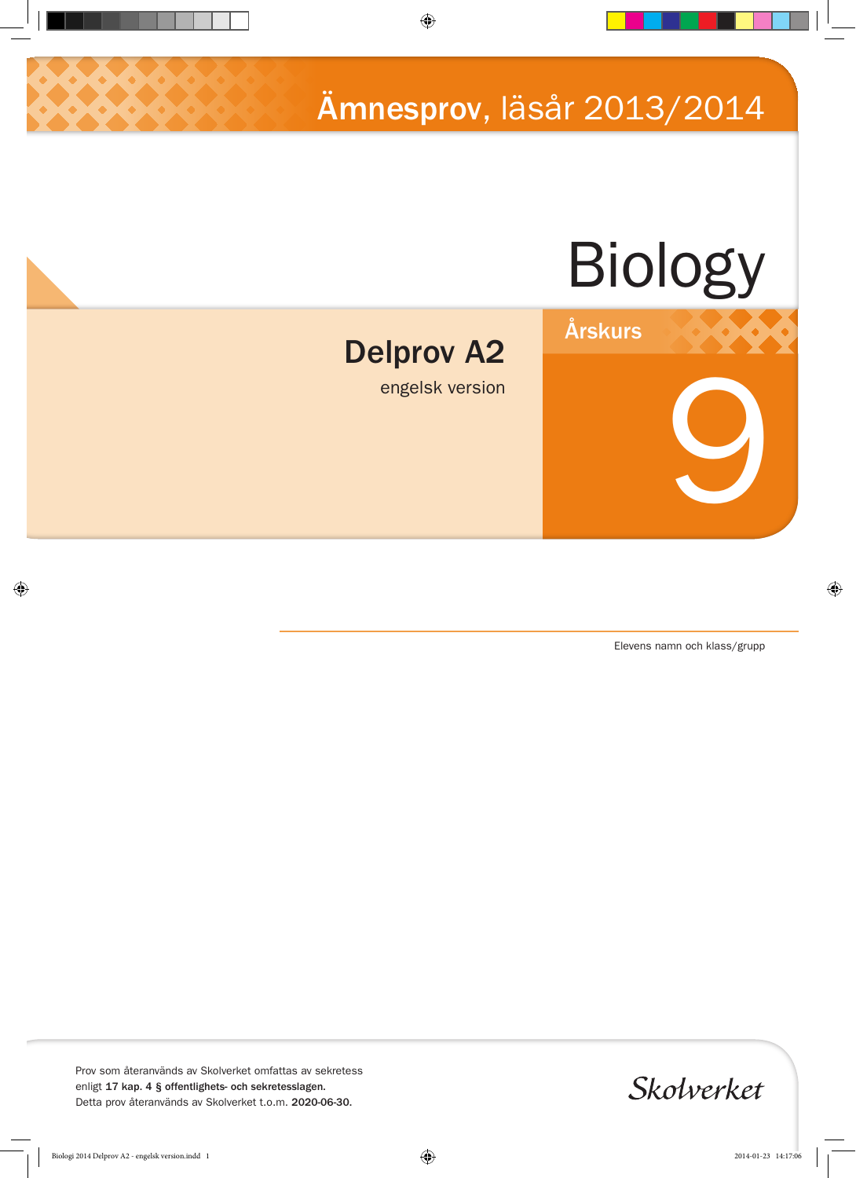# Ämnesprov, läsår 2013/2014

# Biology

## Delprov A2

engelsk version

Årskurs

9

Elevens namn och klass/grupp

Prov som återanvänds av Skolverket omfattas av sekretess enligt **17 kap. 4 § offentlighets- och sekretesslagen.**
Detta prov återanvänds av Skolverket t.o.m. **2020-06-30.**

Skolverket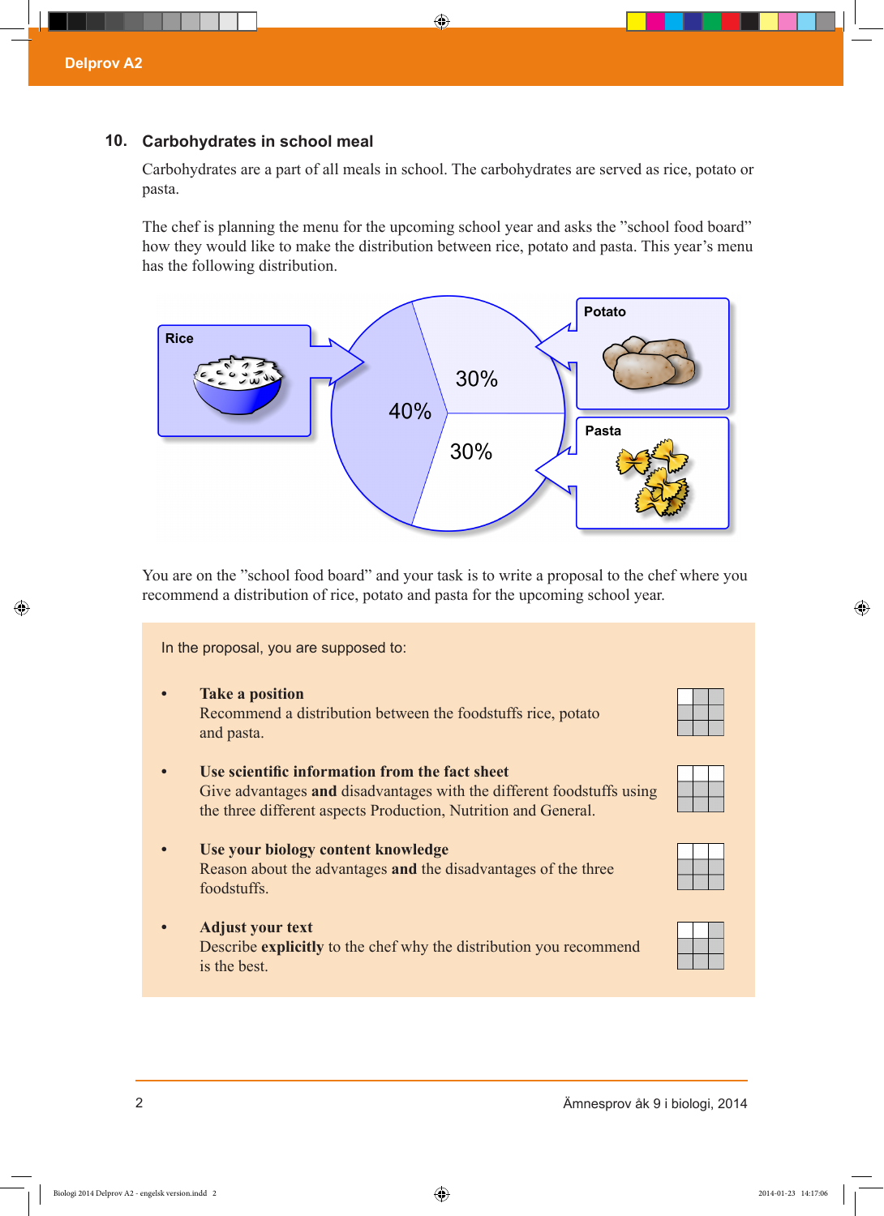## 10. Carbohydrates in school meal

Carbohydrates are a part of all meals in school. The carbohydrates are served as rice, potato or pasta.

The chef is planning the menu for the upcoming school year and asks the ”school food board” how they would like to make the distribution between rice, potato and pasta. This year’s menu has the following distribution.

Rice
40%
Potato
30%
Pasta
30%

You are on the ”school food board” and your task is to write a proposal to the chef where you recommend a distribution of rice, potato and pasta for the upcoming school year.

In the proposal, you are supposed to:

- **Take a position**
  Recommend a distribution between the foodstuffs rice, potato and pasta.
- **Use scientific information from the fact sheet**
  Give advantages **and** disadvantages with the different foodstuffs using the three different aspects Production, Nutrition and General.
- **Use your biology content knowledge**
  Reason about the advantages **and** the disadvantages of the three foodstuffs.
- **Adjust your text**
  Describe **explicitly** to the chef why the distribution you recommend is the best.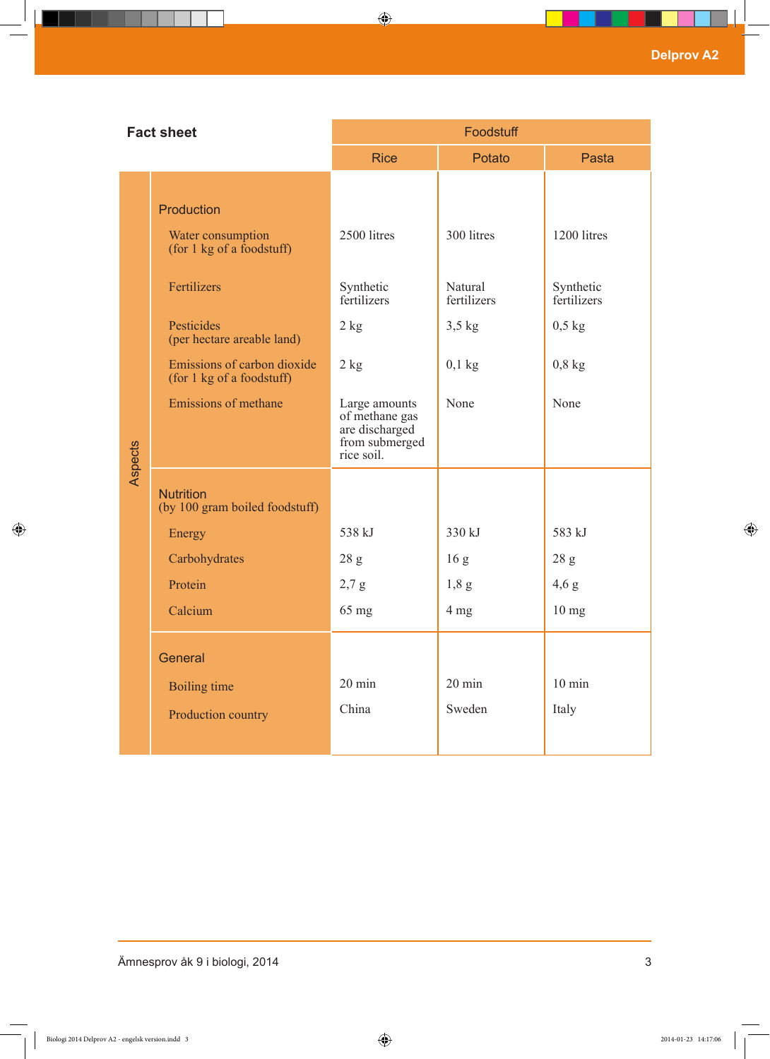## Fact sheet

| Aspects | | Rice | Potato | Pasta |
|---|---|---|---|---|
| **Production** | | | | |
| | Water consumption (for 1 kg of a foodstuff) | 2500 litres | 300 litres | 1200 litres |
| | Fertilizers | Synthetic fertilizers | Natural fertilizers | Synthetic fertilizers |
| | Pesticides (per hectare areable land) | 2 kg | 3,5 kg | 0,5 kg |
| | Emissions of carbon dioxide (for 1 kg of a foodstuff) | 2 kg | 0,1 kg | 0,8 kg |
| | Emissions of methane | Large amounts of methane gas are discharged from submerged rice soil. | None | None |
| **Nutrition** (by 100 gram boiled foodstuff) | | | | |
| | Energy | 538 kJ | 330 kJ | 583 kJ |
| | Carbohydrates | 28 g | 16 g | 28 g |
| | Protein | 2,7 g | 1,8 g | 4,6 g |
| | Calcium | 65 mg | 4 mg | 10 mg |
| **General** | | | | |
| | Boiling time | 20 min | 20 min | 10 min |
| | Production country | China | Sweden | Italy |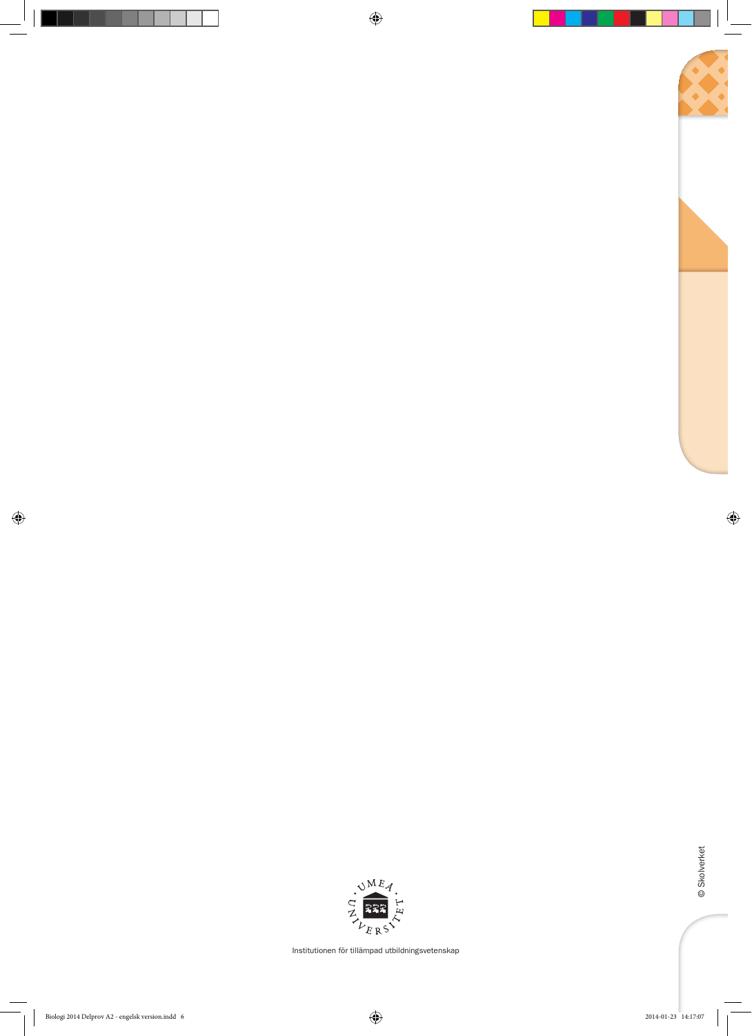Institutionen för tillämpad utbildningsvetenskap

© Skolverket